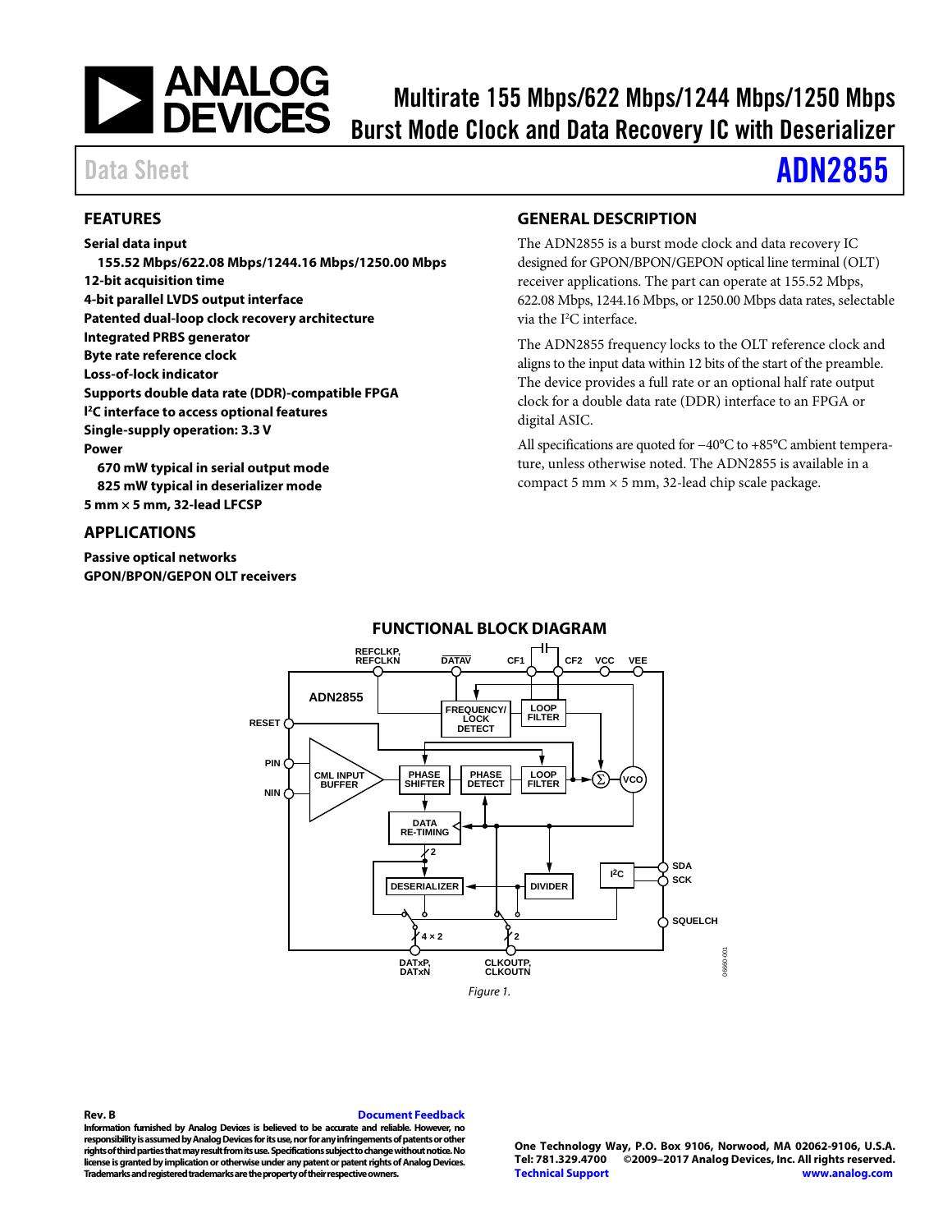# Multirate 155 Mbps/622 Mbps/1244 Mbps/1250 Mbps Burst Mode Clock and Data Recovery IC with Deserializer

Data Sheet

**ADN2855**

## FEATURES

**Serial data input**
- **155.52 Mbps/622.08 Mbps/1244.16 Mbps/1250.00 Mbps**

**12-bit acquisition time**

**4-bit parallel LVDS output interface**

**Patented dual-loop clock recovery architecture**

**Integrated PRBS generator**

**Byte rate reference clock**

**Loss-of-lock indicator**

**Supports double data rate (DDR)-compatible FPGA**

**I²C interface to access optional features**

**Single-supply operation: 3.3 V**

**Power**
- **670 mW typical in serial output mode**
- **825 mW typical in deserializer mode**

**5 mm × 5 mm, 32-lead LFCSP**

## APPLICATIONS

**Passive optical networks**

**GPON/BPON/GEPON OLT receivers**

## GENERAL DESCRIPTION

The ADN2855 is a burst mode clock and data recovery IC designed for GPON/BPON/GEPON optical line terminal (OLT) receiver applications. The part can operate at 155.52 Mbps, 622.08 Mbps, 1244.16 Mbps, or 1250.00 Mbps data rates, selectable via the I²C interface.

The ADN2855 frequency locks to the OLT reference clock and aligns to the input data within 12 bits of the start of the preamble. The device provides a full rate or an optional half rate output clock for a double data rate (DDR) interface to an FPGA or digital ASIC.

All specifications are quoted for −40°C to +85°C ambient temperature, unless otherwise noted. The ADN2855 is available in a compact 5 mm × 5 mm, 32-lead chip scale package.

## FUNCTIONAL BLOCK DIAGRAM

Figure 1.

Rev. B

Information furnished by Analog Devices is believed to be accurate and reliable. However, no responsibility is assumed by Analog Devices for its use, nor for any infringements of patents or other rights of third parties that may result from its use. Specifications subject to change without notice. No license is granted by implication or otherwise under any patent or patent rights of Analog Devices. Trademarks and registered trademarks are the property of their respective owners.

One Technology Way, P.O. Box 9106, Norwood, MA 02062-9106, U.S.A.
Tel: 781.329.4700 ©2009–2017 Analog Devices, Inc. All rights reserved.
Technical Support www.analog.com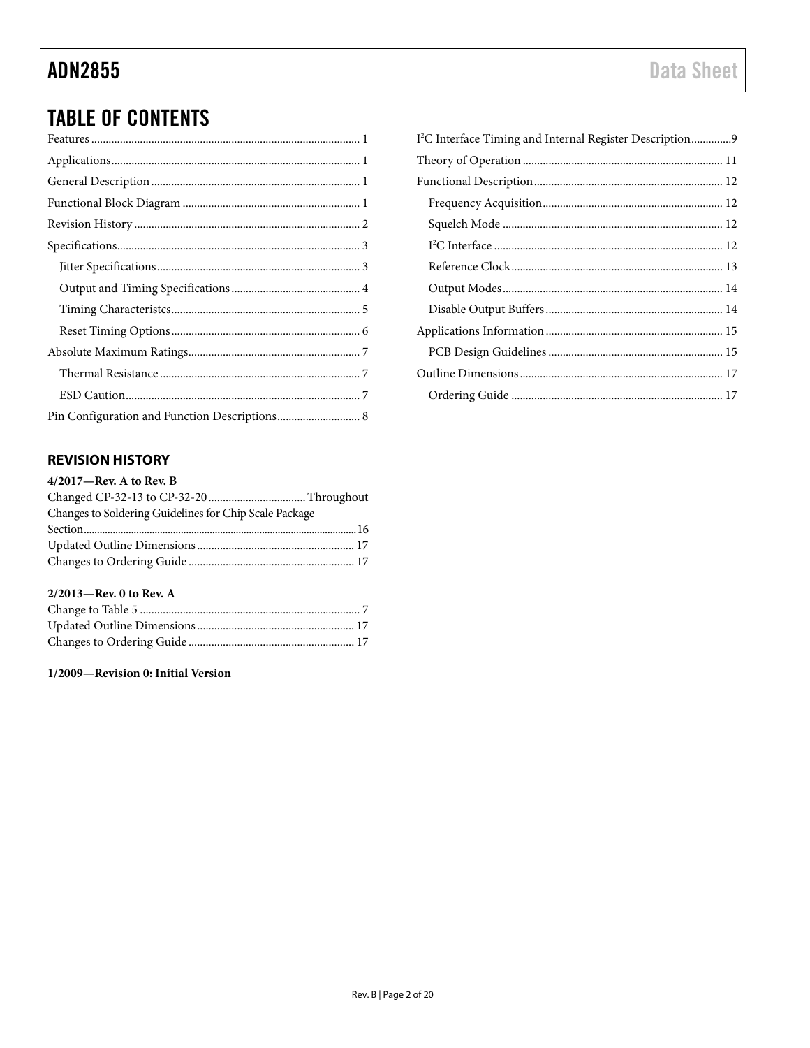## TABLE OF CONTENTS

Features ..... 1
Applications ..... 1
General Description ..... 1
Functional Block Diagram ..... 1
Revision History ..... 2
Specifications ..... 3
  Jitter Specifications ..... 3
  Output and Timing Specifications ..... 4
  Timing Characteristcs ..... 5
  Reset Timing Options ..... 6
Absolute Maximum Ratings ..... 7
  Thermal Resistance ..... 7
  ESD Caution ..... 7
Pin Configuration and Function Descriptions ..... 8
I$^2$C Interface Timing and Internal Register Description ..... 9
Theory of Operation ..... 11
Functional Description ..... 12
  Frequency Acquisition ..... 12
  Squelch Mode ..... 12
  I$^2$C Interface ..... 12
  Reference Clock ..... 13
  Output Modes ..... 14
  Disable Output Buffers ..... 14
Applications Information ..... 15
  PCB Design Guidelines ..... 15
Outline Dimensions ..... 17
  Ordering Guide ..... 17

## REVISION HISTORY

**4/2017—Rev. A to Rev. B**

Changed CP-32-13 to CP-32-20 ..... Throughout
Changes to Soldering Guidelines for Chip Scale Package Section ..... 16
Updated Outline Dimensions ..... 17
Changes to Ordering Guide ..... 17

**2/2013—Rev. 0 to Rev. A**

Change to Table 5 ..... 7
Updated Outline Dimensions ..... 17
Changes to Ordering Guide ..... 17

**1/2009—Revision 0: Initial Version**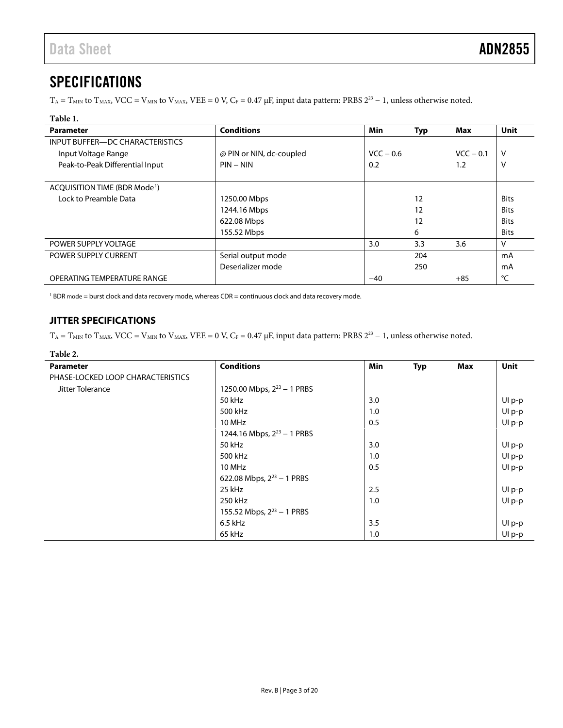# SPECIFICATIONS

$T_A = T_{MIN}$ to $T_{MAX}$, VCC = $V_{MIN}$ to $V_{MAX}$, VEE = 0 V, $C_F$ = 0.47 μF, input data pattern: PRBS $2^{23} - 1$, unless otherwise noted.

**Table 1.**

| Parameter | Conditions | Min | Typ | Max | Unit |
|---|---|---|---|---|---|
| INPUT BUFFER—DC CHARACTERISTICS | | | | | |
| Input Voltage Range | @ PIN or NIN, dc-coupled | VCC − 0.6 | | VCC − 0.1 | V |
| Peak-to-Peak Differential Input | PIN − NIN | 0.2 | | 1.2 | V |
| ACQUISITION TIME (BDR Mode[1]) | | | | | |
| Lock to Preamble Data | 1250.00 Mbps | | 12 | | Bits |
| | 1244.16 Mbps | | 12 | | Bits |
| | 622.08 Mbps | | 12 | | Bits |
| | 155.52 Mbps | | 6 | | Bits |
| POWER SUPPLY VOLTAGE | | 3.0 | 3.3 | 3.6 | V |
| POWER SUPPLY CURRENT | Serial output mode | | 204 | | mA |
| | Deserializer mode | | 250 | | mA |
| OPERATING TEMPERATURE RANGE | | −40 | | +85 | °C |

[1] BDR mode = burst clock and data recovery mode, whereas CDR = continuous clock and data recovery mode.

## JITTER SPECIFICATIONS

$T_A = T_{MIN}$ to $T_{MAX}$, VCC = $V_{MIN}$ to $V_{MAX}$, VEE = 0 V, $C_F$ = 0.47 μF, input data pattern: PRBS $2^{23} - 1$, unless otherwise noted.

**Table 2.**

| Parameter | Conditions | Min | Typ | Max | Unit |
|---|---|---|---|---|---|
| PHASE-LOCKED LOOP CHARACTERISTICS | | | | | |
| Jitter Tolerance | 1250.00 Mbps, $2^{23} - 1$ PRBS | | | | |
| | 50 kHz | 3.0 | | | UI p-p |
| | 500 kHz | 1.0 | | | UI p-p |
| | 10 MHz | 0.5 | | | UI p-p |
| | 1244.16 Mbps, $2^{23} - 1$ PRBS | | | | |
| | 50 kHz | 3.0 | | | UI p-p |
| | 500 kHz | 1.0 | | | UI p-p |
| | 10 MHz | 0.5 | | | UI p-p |
| | 622.08 Mbps, $2^{23} - 1$ PRBS | | | | |
| | 25 kHz | 2.5 | | | UI p-p |
| | 250 kHz | 1.0 | | | UI p-p |
| | 155.52 Mbps, $2^{23} - 1$ PRBS | | | | |
| | 6.5 kHz | 3.5 | | | UI p-p |
| | 65 kHz | 1.0 | | | UI p-p |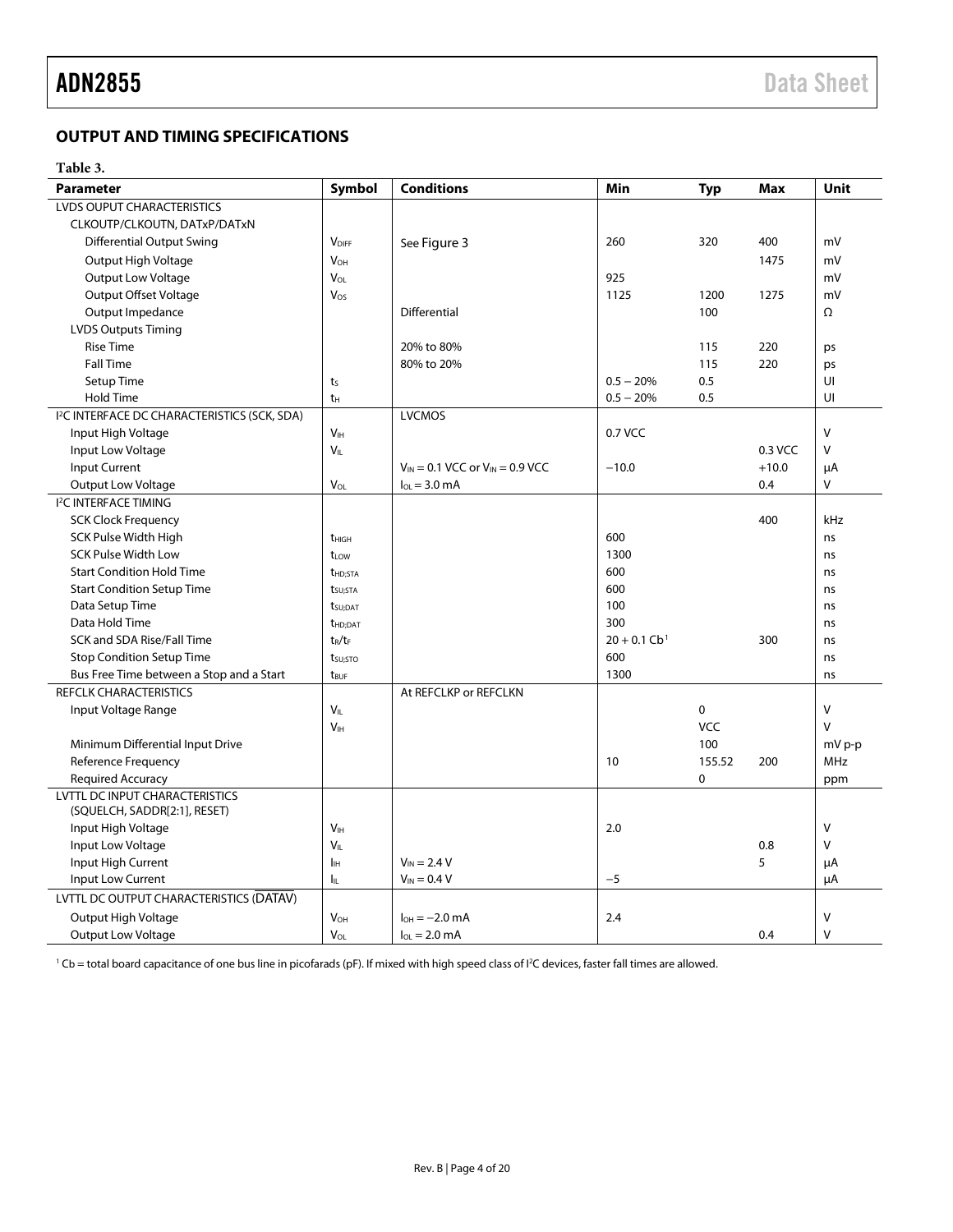## OUTPUT AND TIMING SPECIFICATIONS

**Table 3.**

| Parameter | Symbol | Conditions | Min | Typ | Max | Unit |
|---|---|---|---|---|---|---|
| LVDS OUPUT CHARACTERISTICS | | | | | | |
| CLKOUTP/CLKOUTN, DATxP/DATxN | | | | | | |
| Differential Output Swing | $V_{DIFF}$ | See Figure 3 | 260 | 320 | 400 | mV |
| Output High Voltage | $V_{OH}$ | | | | 1475 | mV |
| Output Low Voltage | $V_{OL}$ | | 925 | | | mV |
| Output Offset Voltage | $V_{OS}$ | | 1125 | 1200 | 1275 | mV |
| Output Impedance | | Differential | | 100 | | Ω |
| LVDS Outputs Timing | | | | | | |
| Rise Time | | 20% to 80% | | 115 | 220 | ps |
| Fall Time | | 80% to 20% | | 115 | 220 | ps |
| Setup Time | $t_S$ | | 0.5 − 20% | 0.5 | | UI |
| Hold Time | $t_H$ | | 0.5 − 20% | 0.5 | | UI |
| I²C INTERFACE DC CHARACTERISTICS (SCK, SDA) | | LVCMOS | | | | |
| Input High Voltage | $V_{IH}$ | | 0.7 VCC | | | V |
| Input Low Voltage | $V_{IL}$ | | | | 0.3 VCC | V |
| Input Current | | $V_{IN}$ = 0.1 VCC or $V_{IN}$ = 0.9 VCC | −10.0 | | +10.0 | μA |
| Output Low Voltage | $V_{OL}$ | $I_{OL}$ = 3.0 mA | | | 0.4 | V |
| I²C INTERFACE TIMING | | | | | | |
| SCK Clock Frequency | | | | | 400 | kHz |
| SCK Pulse Width High | $t_{HIGH}$ | | 600 | | | ns |
| SCK Pulse Width Low | $t_{LOW}$ | | 1300 | | | ns |
| Start Condition Hold Time | $t_{HD;STA}$ | | 600 | | | ns |
| Start Condition Setup Time | $t_{SU;STA}$ | | 600 | | | ns |
| Data Setup Time | $t_{SU;DAT}$ | | 100 | | | ns |
| Data Hold Time | $t_{HD;DAT}$ | | 300 | | | ns |
| SCK and SDA Rise/Fall Time | $t_R/t_F$ | | 20 + 0.1 Cb[1] | | 300 | ns |
| Stop Condition Setup Time | $t_{SU;STO}$ | | 600 | | | ns |
| Bus Free Time between a Stop and a Start | $t_{BUF}$ | | 1300 | | | ns |
| REFCLK CHARACTERISTICS | | At REFCLKP or REFCLKN | | | | |
| Input Voltage Range | $V_{IL}$ | | | 0 | | V |
| | $V_{IH}$ | | | VCC | | V |
| Minimum Differential Input Drive | | | | 100 | | mV p-p |
| Reference Frequency | | | 10 | 155.52 | 200 | MHz |
| Required Accuracy | | | | 0 | | ppm |
| LVTTL DC INPUT CHARACTERISTICS (SQUELCH, SADDR[2:1], RESET) | | | | | | |
| Input High Voltage | $V_{IH}$ | | 2.0 | | | V |
| Input Low Voltage | $V_{IL}$ | | | | 0.8 | V |
| Input High Current | $I_{IH}$ | $V_{IN}$ = 2.4 V | | | 5 | μA |
| Input Low Current | $I_{IL}$ | $V_{IN}$ = 0.4 V | −5 | | | μA |
| LVTTL DC OUTPUT CHARACTERISTICS ($\overline{\text{DATAV}}$) | | | | | | |
| Output High Voltage | $V_{OH}$ | $I_{OH}$ = −2.0 mA | 2.4 | | | V |
| Output Low Voltage | $V_{OL}$ | $I_{OL}$ = 2.0 mA | | | 0.4 | V |

[1] Cb = total board capacitance of one bus line in picofarads (pF). If mixed with high speed class of I²C devices, faster fall times are allowed.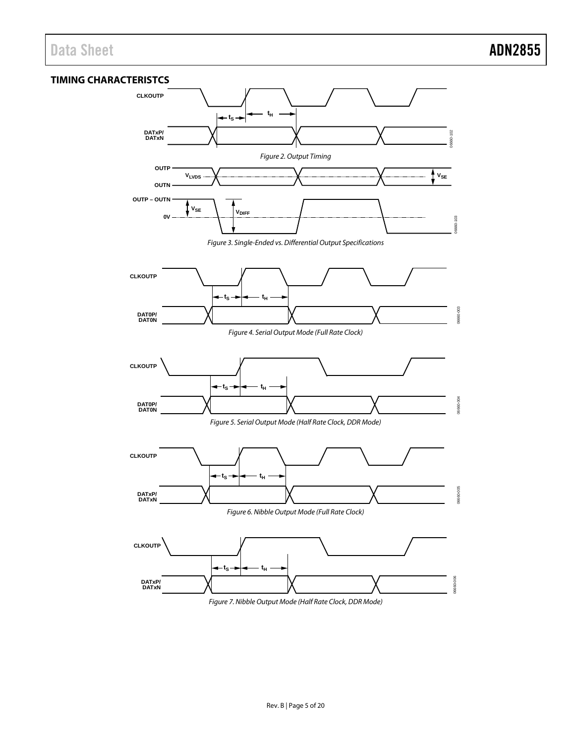## TIMING CHARACTERISTCS

Figure 2. Output Timing

Figure 3. Single-Ended vs. Differential Output Specifications

Figure 4. Serial Output Mode (Full Rate Clock)

Figure 5. Serial Output Mode (Half Rate Clock, DDR Mode)

Figure 6. Nibble Output Mode (Full Rate Clock)

Figure 7. Nibble Output Mode (Half Rate Clock, DDR Mode)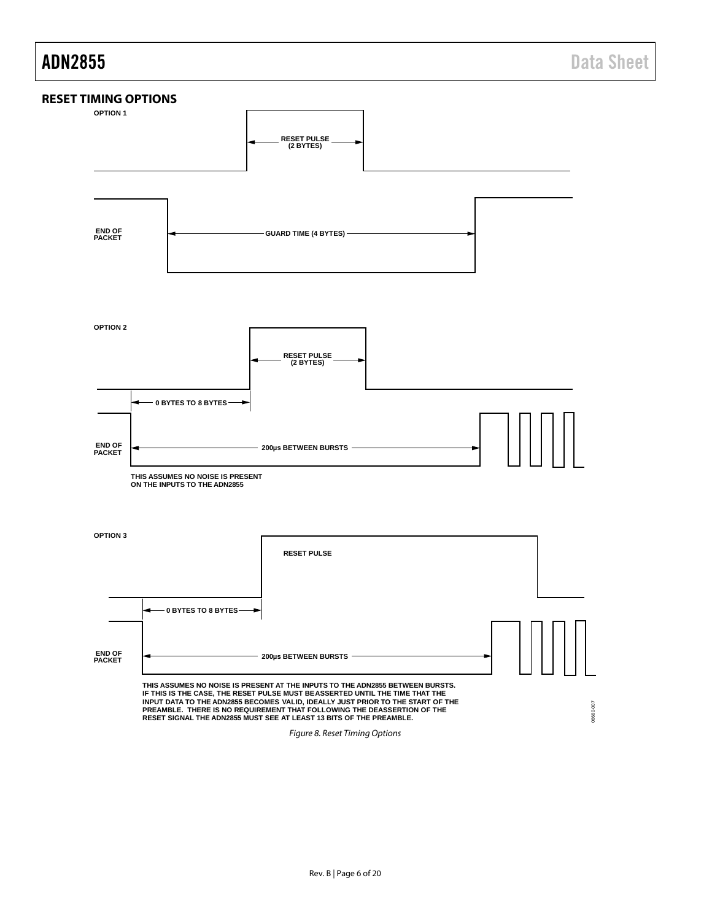## RESET TIMING OPTIONS

OPTION 1

RESET PULSE (2 BYTES)

END OF PACKET

GUARD TIME (4 BYTES)

OPTION 2

RESET PULSE (2 BYTES)

0 BYTES TO 8 BYTES

END OF PACKET

200µs BETWEEN BURSTS

THIS ASSUMES NO NOISE IS PRESENT ON THE INPUTS TO THE ADN2855

OPTION 3

RESET PULSE

0 BYTES TO 8 BYTES

END OF PACKET

200µs BETWEEN BURSTS

THIS ASSUMES NO NOISE IS PRESENT AT THE INPUTS TO THE ADN2855 BETWEEN BURSTS. IF THIS IS THE CASE, THE RESET PULSE MUST BE ASSERTED UNTIL THE TIME THAT THE INPUT DATA TO THE ADN2855 BECOMES VALID, IDEALLY JUST PRIOR TO THE START OF THE PREAMBLE. THERE IS NO REQUIREMENT THAT FOLLOWING THE DEASSERTION OF THE RESET SIGNAL THE ADN2855 MUST SEE AT LEAST 13 BITS OF THE PREAMBLE.

06660-007

*Figure 8. Reset Timing Options*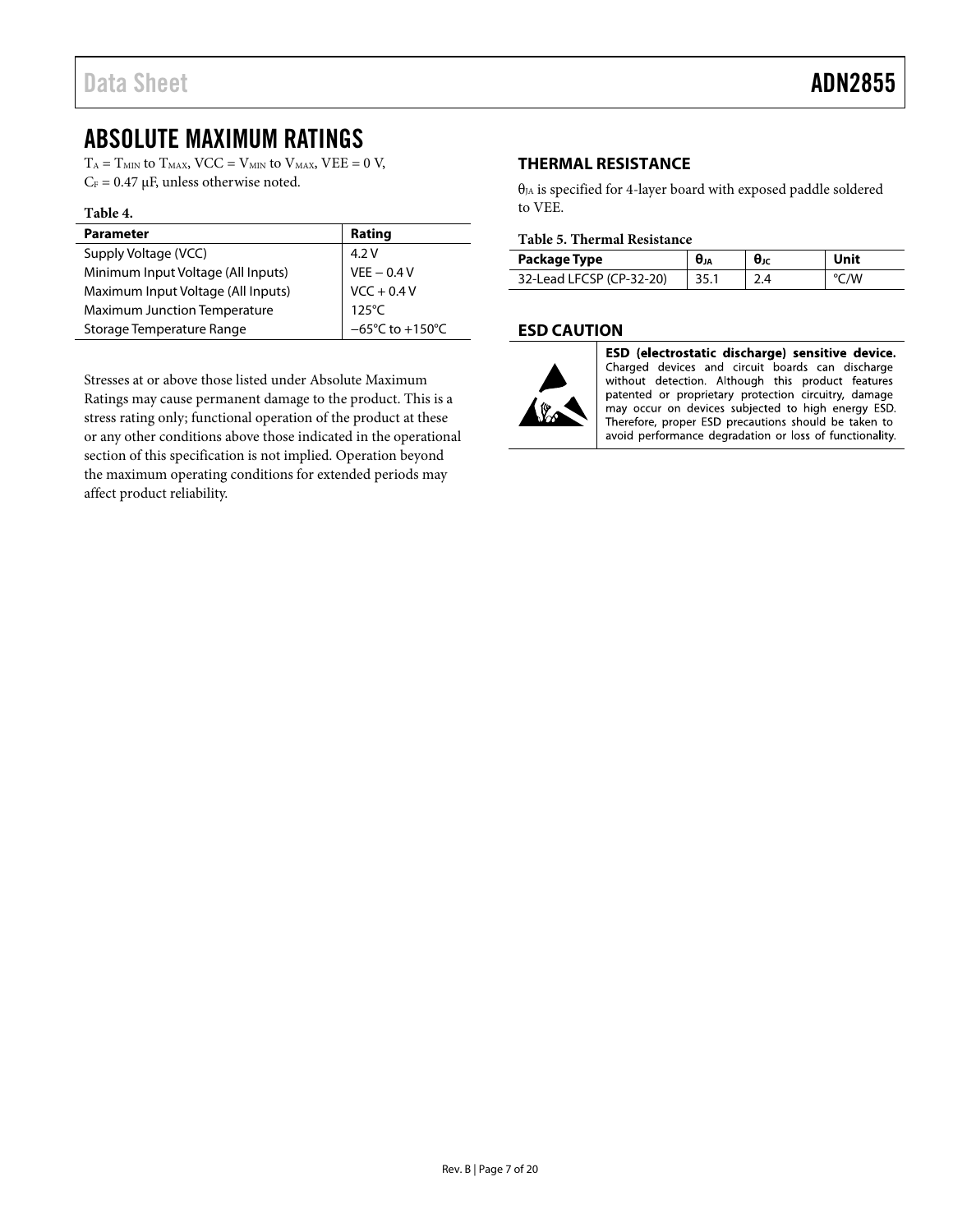# ABSOLUTE MAXIMUM RATINGS

$T_A = T_{MIN}$ to $T_{MAX}$, VCC = $V_{MIN}$ to $V_{MAX}$, VEE = 0 V, $C_F$ = 0.47 μF, unless otherwise noted.

**Table 4.**

| Parameter | Rating |
|---|---|
| Supply Voltage (VCC) | 4.2 V |
| Minimum Input Voltage (All Inputs) | VEE − 0.4 V |
| Maximum Input Voltage (All Inputs) | VCC + 0.4 V |
| Maximum Junction Temperature | 125°C |
| Storage Temperature Range | −65°C to +150°C |

Stresses at or above those listed under Absolute Maximum Ratings may cause permanent damage to the product. This is a stress rating only; functional operation of the product at these or any other conditions above those indicated in the operational section of this specification is not implied. Operation beyond the maximum operating conditions for extended periods may affect product reliability.

## THERMAL RESISTANCE

$\theta_{JA}$ is specified for 4-layer board with exposed paddle soldered to VEE.

**Table 5. Thermal Resistance**

| Package Type | $\theta_{JA}$ | $\theta_{JC}$ | Unit |
|---|---|---|---|
| 32-Lead LFCSP (CP-32-20) | 35.1 | 2.4 | °C/W |

## ESD CAUTION

**ESD (electrostatic discharge) sensitive device.** Charged devices and circuit boards can discharge without detection. Although this product features patented or proprietary protection circuitry, damage may occur on devices subjected to high energy ESD. Therefore, proper ESD precautions should be taken to avoid performance degradation or loss of functionality.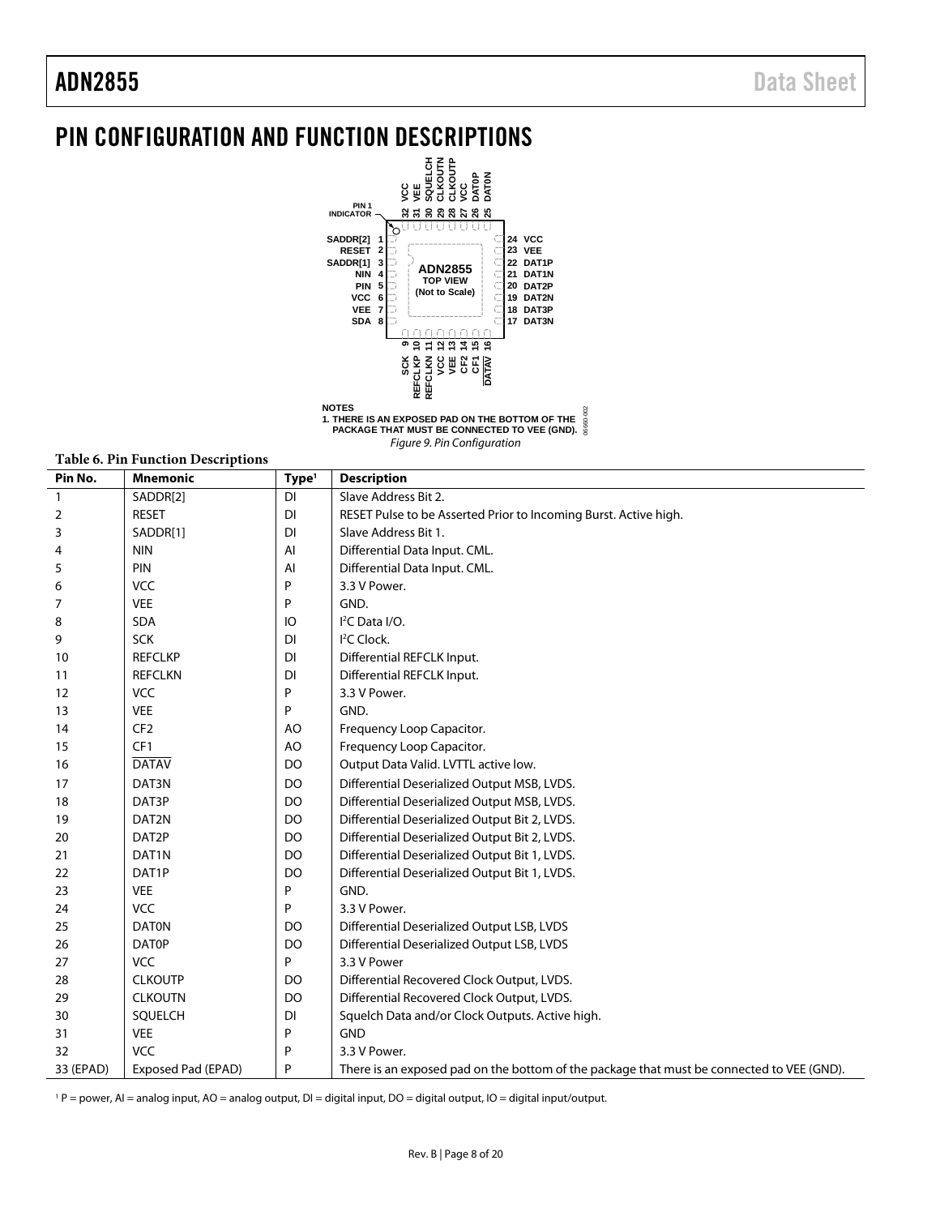# PIN CONFIGURATION AND FUNCTION DESCRIPTIONS

NOTES
1. THERE IS AN EXPOSED PAD ON THE BOTTOM OF THE PACKAGE THAT MUST BE CONNECTED TO VEE (GND).

*Figure 9. Pin Configuration*

**Table 6. Pin Function Descriptions**

| Pin No. | Mnemonic | Type[1] | Description |
|---|---|---|---|
| 1 | SADDR[2] | DI | Slave Address Bit 2. |
| 2 | RESET | DI | RESET Pulse to be Asserted Prior to Incoming Burst. Active high. |
| 3 | SADDR[1] | DI | Slave Address Bit 1. |
| 4 | NIN | AI | Differential Data Input. CML. |
| 5 | PIN | AI | Differential Data Input. CML. |
| 6 | VCC | P | 3.3 V Power. |
| 7 | VEE | P | GND. |
| 8 | SDA | IO | I²C Data I/O. |
| 9 | SCK | DI | I²C Clock. |
| 10 | REFCLKP | DI | Differential REFCLK Input. |
| 11 | REFCLKN | DI | Differential REFCLK Input. |
| 12 | VCC | P | 3.3 V Power. |
| 13 | VEE | P | GND. |
| 14 | CF2 | AO | Frequency Loop Capacitor. |
| 15 | CF1 | AO | Frequency Loop Capacitor. |
| 16 | $\overline{\text{DATAV}}$ | DO | Output Data Valid. LVTTL active low. |
| 17 | DAT3N | DO | Differential Deserialized Output MSB, LVDS. |
| 18 | DAT3P | DO | Differential Deserialized Output MSB, LVDS. |
| 19 | DAT2N | DO | Differential Deserialized Output Bit 2, LVDS. |
| 20 | DAT2P | DO | Differential Deserialized Output Bit 2, LVDS. |
| 21 | DAT1N | DO | Differential Deserialized Output Bit 1, LVDS. |
| 22 | DAT1P | DO | Differential Deserialized Output Bit 1, LVDS. |
| 23 | VEE | P | GND. |
| 24 | VCC | P | 3.3 V Power. |
| 25 | DAT0N | DO | Differential Deserialized Output LSB, LVDS |
| 26 | DAT0P | DO | Differential Deserialized Output LSB, LVDS |
| 27 | VCC | P | 3.3 V Power |
| 28 | CLKOUTP | DO | Differential Recovered Clock Output, LVDS. |
| 29 | CLKOUTN | DO | Differential Recovered Clock Output, LVDS. |
| 30 | SQUELCH | DI | Squelch Data and/or Clock Outputs. Active high. |
| 31 | VEE | P | GND |
| 32 | VCC | P | 3.3 V Power. |
| 33 (EPAD) | Exposed Pad (EPAD) | P | There is an exposed pad on the bottom of the package that must be connected to VEE (GND). |

[1] P = power, AI = analog input, AO = analog output, DI = digital input, DO = digital output, IO = digital input/output.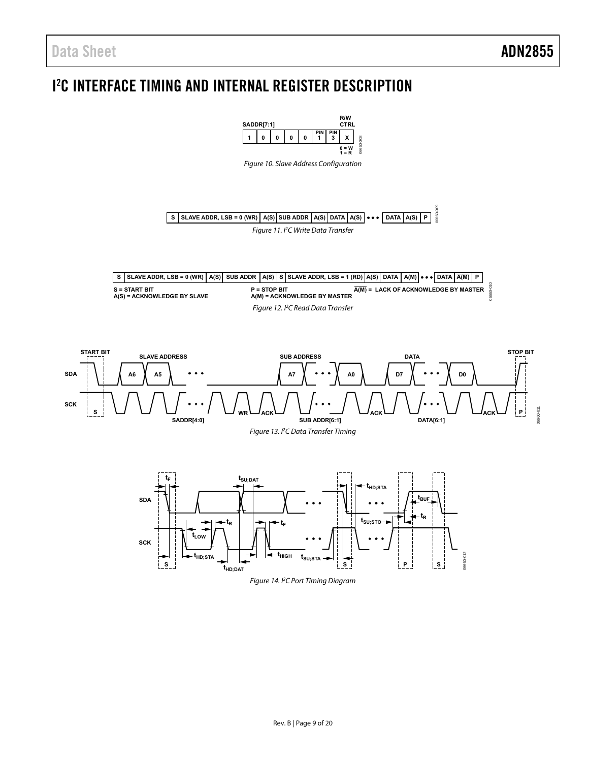# I²C INTERFACE TIMING AND INTERNAL REGISTER DESCRIPTION

| SADDR[7:1] | | | | | | | R/W CTRL |
|---|---|---|---|---|---|---|---|
| 1 | 0 | 0 | 0 | 0 | PIN 1 | PIN 3 | X |

0 = W
1 = R

*Figure 10. Slave Address Configuration*

| S | SLAVE ADDR, LSB = 0 (WR) | A(S) | SUB ADDR | A(S) | DATA | A(S) | • • • | DATA | A(S) | P |
|---|---|---|---|---|---|---|---|---|---|---|

*Figure 11. I²C Write Data Transfer*

| S | SLAVE ADDR, LSB = 0 (WR) | A(S) | SUB ADDR | A(S) | S | SLAVE ADDR, LSB = 1 (RD) | A(S) | DATA | A(M) | • • • | DATA | $\overline{A(M)}$ | P |
|---|---|---|---|---|---|---|---|---|---|---|---|---|---|

S = START BIT
A(S) = ACKNOWLEDGE BY SLAVE
P = STOP BIT
A(M) = ACKNOWLEDGE BY MASTER
$\overline{A(M)}$ = LACK OF ACKNOWLEDGE BY MASTER

*Figure 12. I²C Read Data Transfer*

*Figure 13. I²C Data Transfer Timing*

*Figure 14. I²C Port Timing Diagram*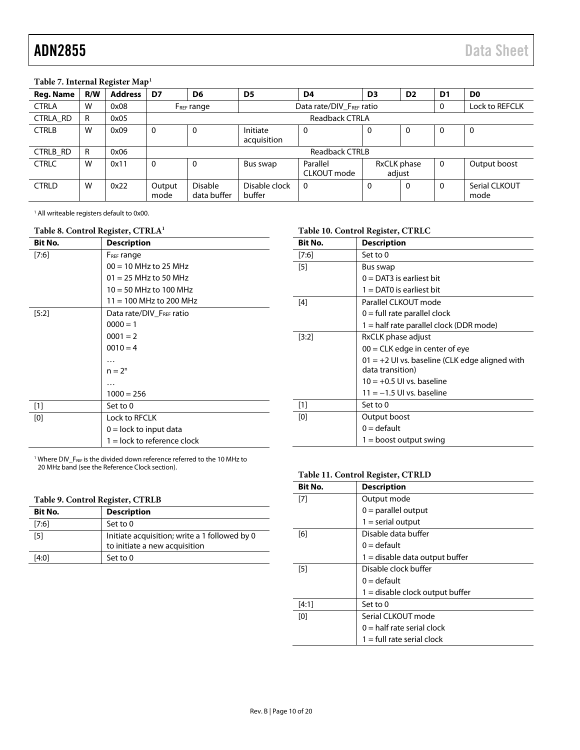**Table 7. Internal Register Map[1]**

| Reg. Name | R/W | Address | D7 | D6 | D5 | D4 | D3 | D2 | D1 | D0 |
|---|---|---|---|---|---|---|---|---|---|---|
| CTRLA | W | 0x08 | $F_{REF}$ range | | Data rate/DIV_$F_{REF}$ ratio | | | | 0 | Lock to REFCLK |
| CTRLA_RD | R | 0x05 | Readback CTRLA | | | | | | | |
| CTRLB | W | 0x09 | 0 | 0 | Initiate acquisition | 0 | 0 | 0 | 0 | 0 |
| CTRLB_RD | R | 0x06 | Readback CTRLB | | | | | | | |
| CTRLC | W | 0x11 | 0 | 0 | Bus swap | Parallel CLKOUT mode | RxCLK phase adjust | | 0 | Output boost |
| CTRLD | W | 0x22 | Output mode | Disable data buffer | Disable clock buffer | 0 | 0 | 0 | 0 | Serial CLKOUT mode |

[1] All writeable registers default to 0x00.

**Table 8. Control Register, CTRLA[1]**

| Bit No. | Description |
|---|---|
| [7:6] | $F_{REF}$ range |
| | 00 = 10 MHz to 25 MHz |
| | 01 = 25 MHz to 50 MHz |
| | 10 = 50 MHz to 100 MHz |
| | 11 = 100 MHz to 200 MHz |
| [5:2] | Data rate/DIV_$F_{REF}$ ratio |
| | 0000 = 1 |
| | 0001 = 2 |
| | 0010 = 4 |
| | … |
| | $n = 2^n$ |
| | … |
| | 1000 = 256 |
| [1] | Set to 0 |
| [0] | Lock to RFCLK |
| | 0 = lock to input data |
| | 1 = lock to reference clock |

[1] Where DIV_$F_{REF}$ is the divided down reference referred to the 10 MHz to 20 MHz band (see the Reference Clock section).

**Table 9. Control Register, CTRLB**

| Bit No. | Description |
|---|---|
| [7:6] | Set to 0 |
| [5] | Initiate acquisition; write a 1 followed by 0 to initiate a new acquisition |
| [4:0] | Set to 0 |

**Table 10. Control Register, CTRLC**

| Bit No. | Description |
|---|---|
| [7:6] | Set to 0 |
| [5] | Bus swap |
| | 0 = DAT3 is earliest bit |
| | 1 = DAT0 is earliest bit |
| [4] | Parallel CLKOUT mode |
| | 0 = full rate parallel clock |
| | 1 = half rate parallel clock (DDR mode) |
| [3:2] | RxCLK phase adjust |
| | 00 = CLK edge in center of eye |
| | 01 = +2 UI vs. baseline (CLK edge aligned with data transition) |
| | 10 = +0.5 UI vs. baseline |
| | 11 = −1.5 UI vs. baseline |
| [1] | Set to 0 |
| [0] | Output boost |
| | 0 = default |
| | 1 = boost output swing |

**Table 11. Control Register, CTRLD**

| Bit No. | Description |
|---|---|
| [7] | Output mode |
| | 0 = parallel output |
| | 1 = serial output |
| [6] | Disable data buffer |
| | 0 = default |
| | 1 = disable data output buffer |
| [5] | Disable clock buffer |
| | 0 = default |
| | 1 = disable clock output buffer |
| [4:1] | Set to 0 |
| [0] | Serial CLKOUT mode |
| | 0 = half rate serial clock |
| | 1 = full rate serial clock |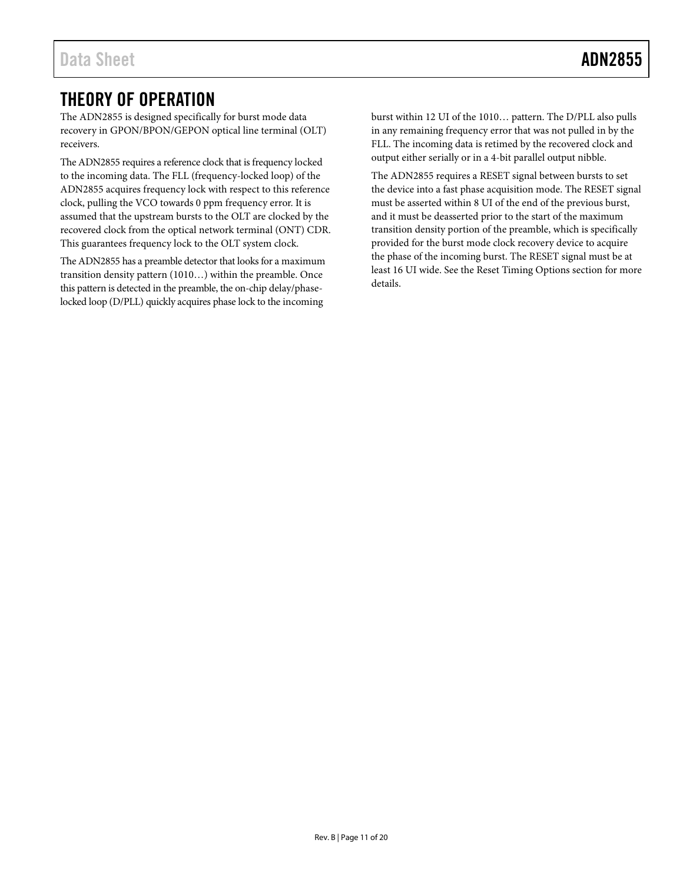# THEORY OF OPERATION

The ADN2855 is designed specifically for burst mode data recovery in GPON/BPON/GEPON optical line terminal (OLT) receivers.

The ADN2855 requires a reference clock that is frequency locked to the incoming data. The FLL (frequency-locked loop) of the ADN2855 acquires frequency lock with respect to this reference clock, pulling the VCO towards 0 ppm frequency error. It is assumed that the upstream bursts to the OLT are clocked by the recovered clock from the optical network terminal (ONT) CDR. This guarantees frequency lock to the OLT system clock.

The ADN2855 has a preamble detector that looks for a maximum transition density pattern (1010…) within the preamble. Once this pattern is detected in the preamble, the on-chip delay/phase-locked loop (D/PLL) quickly acquires phase lock to the incoming burst within 12 UI of the 1010… pattern. The D/PLL also pulls in any remaining frequency error that was not pulled in by the FLL. The incoming data is retimed by the recovered clock and output either serially or in a 4-bit parallel output nibble.

The ADN2855 requires a RESET signal between bursts to set the device into a fast phase acquisition mode. The RESET signal must be asserted within 8 UI of the end of the previous burst, and it must be deasserted prior to the start of the maximum transition density portion of the preamble, which is specifically provided for the burst mode clock recovery device to acquire the phase of the incoming burst. The RESET signal must be at least 16 UI wide. See the Reset Timing Options section for more details.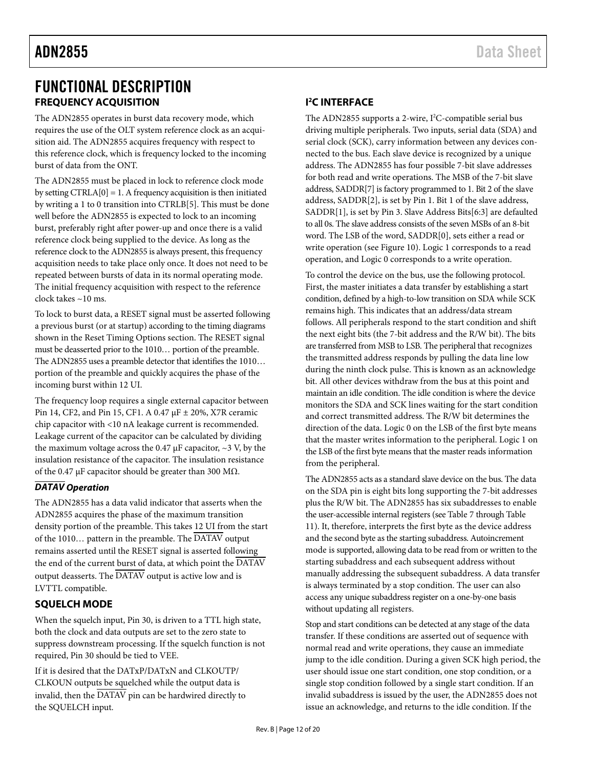# FUNCTIONAL DESCRIPTION

## FREQUENCY ACQUISITION

The ADN2855 operates in burst data recovery mode, which requires the use of the OLT system reference clock as an acquisition aid. The ADN2855 acquires frequency with respect to this reference clock, which is frequency locked to the incoming burst of data from the ONT.

The ADN2855 must be placed in lock to reference clock mode by setting CTRLA[0] = 1. A frequency acquisition is then initiated by writing a 1 to 0 transition into CTRLB[5]. This must be done well before the ADN2855 is expected to lock to an incoming burst, preferably right after power-up and once there is a valid reference clock being supplied to the device. As long as the reference clock to the ADN2855 is always present, this frequency acquisition needs to take place only once. It does not need to be repeated between bursts of data in its normal operating mode. The initial frequency acquisition with respect to the reference clock takes ~10 ms.

To lock to burst data, a RESET signal must be asserted following a previous burst (or at startup) according to the timing diagrams shown in the Reset Timing Options section. The RESET signal must be deasserted prior to the 1010… portion of the preamble. The ADN2855 uses a preamble detector that identifies the 1010… portion of the preamble and quickly acquires the phase of the incoming burst within 12 UI.

The frequency loop requires a single external capacitor between Pin 14, CF2, and Pin 15, CF1. A 0.47 μF ± 20%, X7R ceramic chip capacitor with <10 nA leakage current is recommended. Leakage current of the capacitor can be calculated by dividing the maximum voltage across the 0.47 μF capacitor, ~3 V, by the insulation resistance of the capacitor. The insulation resistance of the 0.47 μF capacitor should be greater than 300 MΩ.

### $\overline{\text{DATAV}}$ Operation

The ADN2855 has a data valid indicator that asserts when the ADN2855 acquires the phase of the maximum transition density portion of the preamble. This takes 12 UI from the start of the 1010… pattern in the preamble. The $\overline{\text{DATAV}}$ output remains asserted until the RESET signal is asserted following the end of the current burst of data, at which point the $\overline{\text{DATAV}}$ output deasserts. The $\overline{\text{DATAV}}$ output is active low and is LVTTL compatible.

## SQUELCH MODE

When the squelch input, Pin 30, is driven to a TTL high state, both the clock and data outputs are set to the zero state to suppress downstream processing. If the squelch function is not required, Pin 30 should be tied to VEE.

If it is desired that the DATxP/DATxN and CLKOUTP/CLKOUN outputs be squelched while the output data is invalid, then the $\overline{\text{DATAV}}$ pin can be hardwired directly to the SQUELCH input.

## I²C INTERFACE

The ADN2855 supports a 2-wire, I²C-compatible serial bus driving multiple peripherals. Two inputs, serial data (SDA) and serial clock (SCK), carry information between any devices connected to the bus. Each slave device is recognized by a unique address. The ADN2855 has four possible 7-bit slave addresses for both read and write operations. The MSB of the 7-bit slave address, SADDR[7] is factory programmed to 1. Bit 2 of the slave address, SADDR[2], is set by Pin 1. Bit 1 of the slave address, SADDR[1], is set by Pin 3. Slave Address Bits[6:3] are defaulted to all 0s. The slave address consists of the seven MSBs of an 8-bit word. The LSB of the word, SADDR[0], sets either a read or write operation (see Figure 10). Logic 1 corresponds to a read operation, and Logic 0 corresponds to a write operation.

To control the device on the bus, use the following protocol. First, the master initiates a data transfer by establishing a start condition, defined by a high-to-low transition on SDA while SCK remains high. This indicates that an address/data stream follows. All peripherals respond to the start condition and shift the next eight bits (the 7-bit address and the R/W bit). The bits are transferred from MSB to LSB. The peripheral that recognizes the transmitted address responds by pulling the data line low during the ninth clock pulse. This is known as an acknowledge bit. All other devices withdraw from the bus at this point and maintain an idle condition. The idle condition is where the device monitors the SDA and SCK lines waiting for the start condition and correct transmitted address. The R/W bit determines the direction of the data. Logic 0 on the LSB of the first byte means that the master writes information to the peripheral. Logic 1 on the LSB of the first byte means that the master reads information from the peripheral.

The ADN2855 acts as a standard slave device on the bus. The data on the SDA pin is eight bits long supporting the 7-bit addresses plus the R/W bit. The ADN2855 has six subaddresses to enable the user-accessible internal registers (see Table 7 through Table 11). It, therefore, interprets the first byte as the device address and the second byte as the starting subaddress. Autoincrement mode is supported, allowing data to be read from or written to the starting subaddress and each subsequent address without manually addressing the subsequent subaddress. A data transfer is always terminated by a stop condition. The user can also access any unique subaddress register on a one-by-one basis without updating all registers.

Stop and start conditions can be detected at any stage of the data transfer. If these conditions are asserted out of sequence with normal read and write operations, they cause an immediate jump to the idle condition. During a given SCK high period, the user should issue one start condition, one stop condition, or a single stop condition followed by a single start condition. If an invalid subaddress is issued by the user, the ADN2855 does not issue an acknowledge, and returns to the idle condition. If the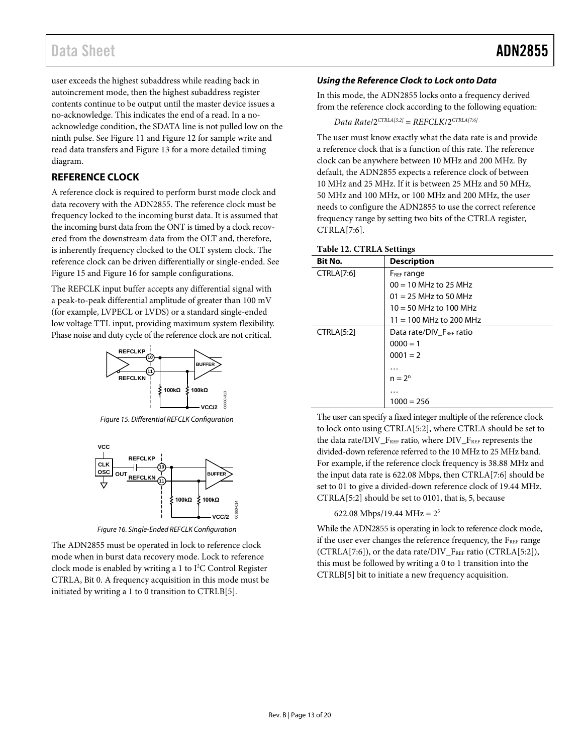user exceeds the highest subaddress while reading back in autoincrement mode, then the highest subaddress register contents continue to be output until the master device issues a no-acknowledge. This indicates the end of a read. In a no-acknowledge condition, the SDATA line is not pulled low on the ninth pulse. See Figure 11 and Figure 12 for sample write and read data transfers and Figure 13 for a more detailed timing diagram.

## REFERENCE CLOCK

A reference clock is required to perform burst mode clock and data recovery with the ADN2855. The reference clock must be frequency locked to the incoming burst data. It is assumed that the incoming burst data from the ONT is timed by a clock recovered from the downstream data from the OLT and, therefore, is inherently frequency clocked to the OLT system clock. The reference clock can be driven differentially or single-ended. See Figure 15 and Figure 16 for sample configurations.

The REFCLK input buffer accepts any differential signal with a peak-to-peak differential amplitude of greater than 100 mV (for example, LVPECL or LVDS) or a standard single-ended low voltage TTL input, providing maximum system flexibility. Phase noise and duty cycle of the reference clock are not critical.

Figure 15. Differential REFCLK Configuration

Figure 16. Single-Ended REFCLK Configuration

The ADN2855 must be operated in lock to reference clock mode when in burst data recovery mode. Lock to reference clock mode is enabled by writing a 1 to I$^2$C Control Register CTRLA, Bit 0. A frequency acquisition in this mode must be initiated by writing a 1 to 0 transition to CTRLB[5].

### *Using the Reference Clock to Lock onto Data*

In this mode, the ADN2855 locks onto a frequency derived from the reference clock according to the following equation:

$$Data\ Rate/2^{CTRLA[5:2]} = REFCLK/2^{CTRLA[7:6]}$$

The user must know exactly what the data rate is and provide a reference clock that is a function of this rate. The reference clock can be anywhere between 10 MHz and 200 MHz. By default, the ADN2855 expects a reference clock of between 10 MHz and 25 MHz. If it is between 25 MHz and 50 MHz, 50 MHz and 100 MHz, or 100 MHz and 200 MHz, the user needs to configure the ADN2855 to use the correct reference frequency range by setting two bits of the CTRLA register, CTRLA[7:6].

**Table 12. CTRLA Settings**

| Bit No. | Description |
|---|---|
| CTRLA[7:6] | $F_{REF}$ range |
| | 00 = 10 MHz to 25 MHz |
| | 01 = 25 MHz to 50 MHz |
| | 10 = 50 MHz to 100 MHz |
| | 11 = 100 MHz to 200 MHz |
| CTRLA[5:2] | Data rate/DIV_$F_{REF}$ ratio |
| | 0000 = 1 |
| | 0001 = 2 |
| | … |
| | n = $2^n$ |
| | … |
| | 1000 = 256 |

The user can specify a fixed integer multiple of the reference clock to lock onto using CTRLA[5:2], where CTRLA should be set to the data rate/DIV_$F_{REF}$ ratio, where DIV_$F_{REF}$ represents the divided-down reference referred to the 10 MHz to 25 MHz band. For example, if the reference clock frequency is 38.88 MHz and the input data rate is 622.08 Mbps, then CTRLA[7:6] should be set to 01 to give a divided-down reference clock of 19.44 MHz. CTRLA[5:2] should be set to 0101, that is, 5, because

$$622.08\ \text{Mbps}/19.44\ \text{MHz} = 2^5$$

While the ADN2855 is operating in lock to reference clock mode, if the user ever changes the reference frequency, the $F_{REF}$ range (CTRLA[7:6]), or the data rate/DIV_$F_{REF}$ ratio (CTRLA[5:2]), this must be followed by writing a 0 to 1 transition into the CTRLB[5] bit to initiate a new frequency acquisition.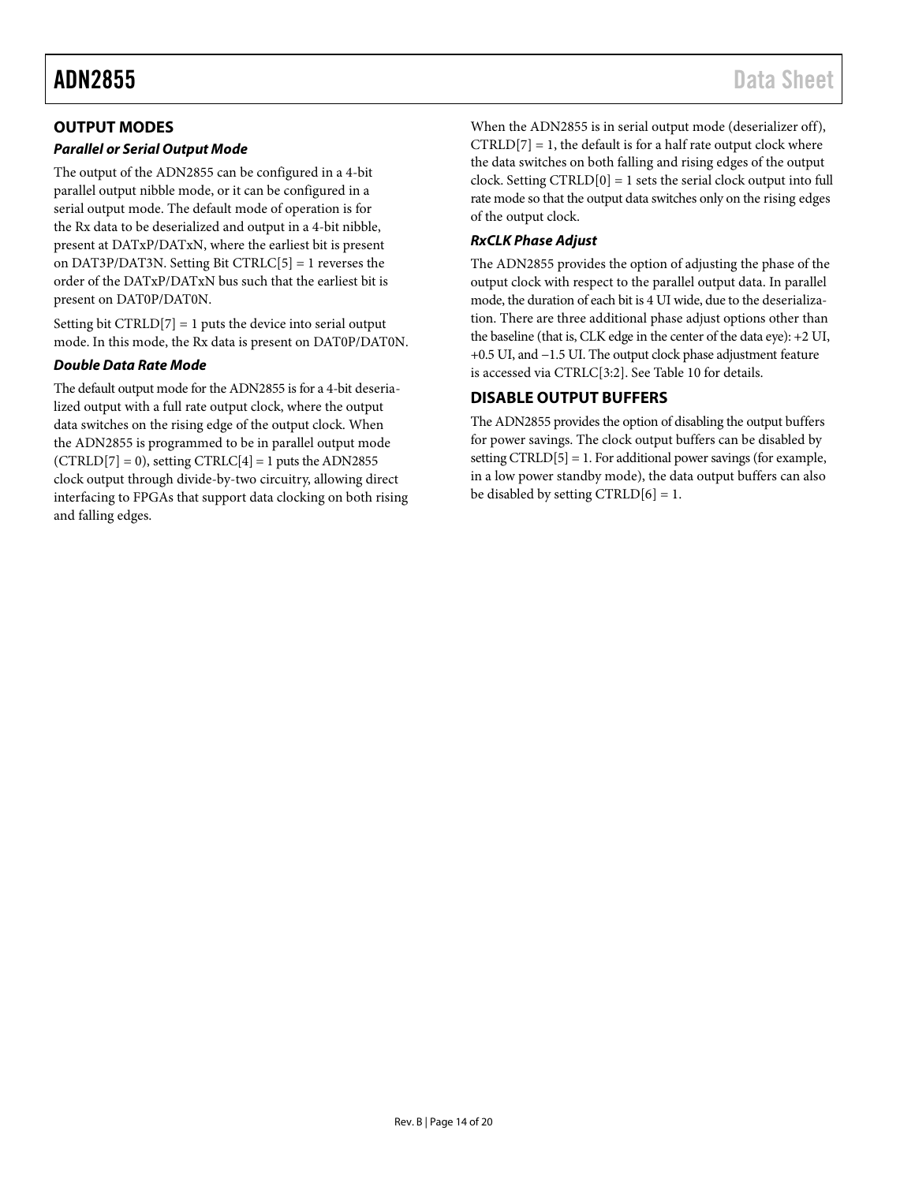## OUTPUT MODES

### *Parallel or Serial Output Mode*

The output of the ADN2855 can be configured in a 4-bit parallel output nibble mode, or it can be configured in a serial output mode. The default mode of operation is for the Rx data to be deserialized and output in a 4-bit nibble, present at DATxP/DATxN, where the earliest bit is present on DAT3P/DAT3N. Setting Bit CTRLC[5] = 1 reverses the order of the DATxP/DATxN bus such that the earliest bit is present on DAT0P/DAT0N.

Setting bit CTRLD[7] = 1 puts the device into serial output mode. In this mode, the Rx data is present on DAT0P/DAT0N.

### *Double Data Rate Mode*

The default output mode for the ADN2855 is for a 4-bit deserialized output with a full rate output clock, where the output data switches on the rising edge of the output clock. When the ADN2855 is programmed to be in parallel output mode (CTRLD[7] = 0), setting CTRLC[4] = 1 puts the ADN2855 clock output through divide-by-two circuitry, allowing direct interfacing to FPGAs that support data clocking on both rising and falling edges.

When the ADN2855 is in serial output mode (deserializer off), CTRLD[7] = 1, the default is for a half rate output clock where the data switches on both falling and rising edges of the output clock. Setting CTRLD[0] = 1 sets the serial clock output into full rate mode so that the output data switches only on the rising edges of the output clock.

### *RxCLK Phase Adjust*

The ADN2855 provides the option of adjusting the phase of the output clock with respect to the parallel output data. In parallel mode, the duration of each bit is 4 UI wide, due to the deserialization. There are three additional phase adjust options other than the baseline (that is, CLK edge in the center of the data eye): +2 UI, +0.5 UI, and −1.5 UI. The output clock phase adjustment feature is accessed via CTRLC[3:2]. See Table 10 for details.

## DISABLE OUTPUT BUFFERS

The ADN2855 provides the option of disabling the output buffers for power savings. The clock output buffers can be disabled by setting CTRLD[5] = 1. For additional power savings (for example, in a low power standby mode), the data output buffers can also be disabled by setting CTRLD[6] = 1.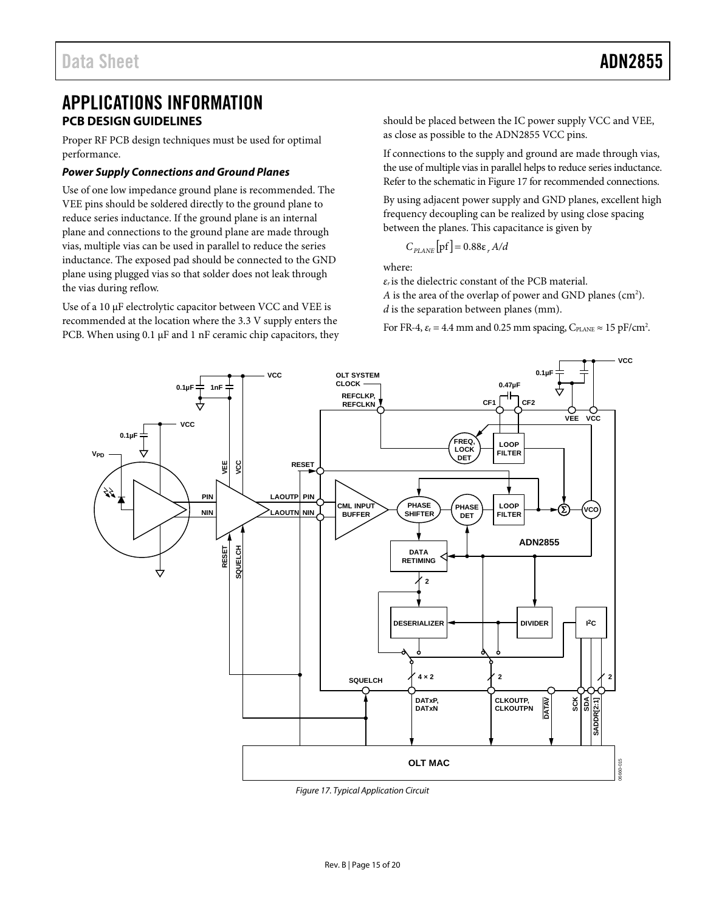# APPLICATIONS INFORMATION

## PCB DESIGN GUIDELINES

Proper RF PCB design techniques must be used for optimal performance.

### *Power Supply Connections and Ground Planes*

Use of one low impedance ground plane is recommended. The VEE pins should be soldered directly to the ground plane to reduce series inductance. If the ground plane is an internal plane and connections to the ground plane are made through vias, multiple vias can be used in parallel to reduce the series inductance. The exposed pad should be connected to the GND plane using plugged vias so that solder does not leak through the vias during reflow.

Use of a 10 μF electrolytic capacitor between VCC and VEE is recommended at the location where the 3.3 V supply enters the PCB. When using 0.1 μF and 1 nF ceramic chip capacitors, they should be placed between the IC power supply VCC and VEE, as close as possible to the ADN2855 VCC pins.

If connections to the supply and ground are made through vias, the use of multiple vias in parallel helps to reduce series inductance. Refer to the schematic in Figure 17 for recommended connections.

By using adjacent power supply and GND planes, excellent high frequency decoupling can be realized by using close spacing between the planes. This capacitance is given by

$$C_{PLANE}[\text{pf}] = 0.88\varepsilon_r A/d$$

where:

$\varepsilon_r$ is the dielectric constant of the PCB material.
*A* is the area of the overlap of power and GND planes (cm²).
*d* is the separation between planes (mm).

For FR-4, $\varepsilon_r$ = 4.4 mm and 0.25 mm spacing, $C_{PLANE} \approx 15$ pF/cm².

*Figure 17. Typical Application Circuit*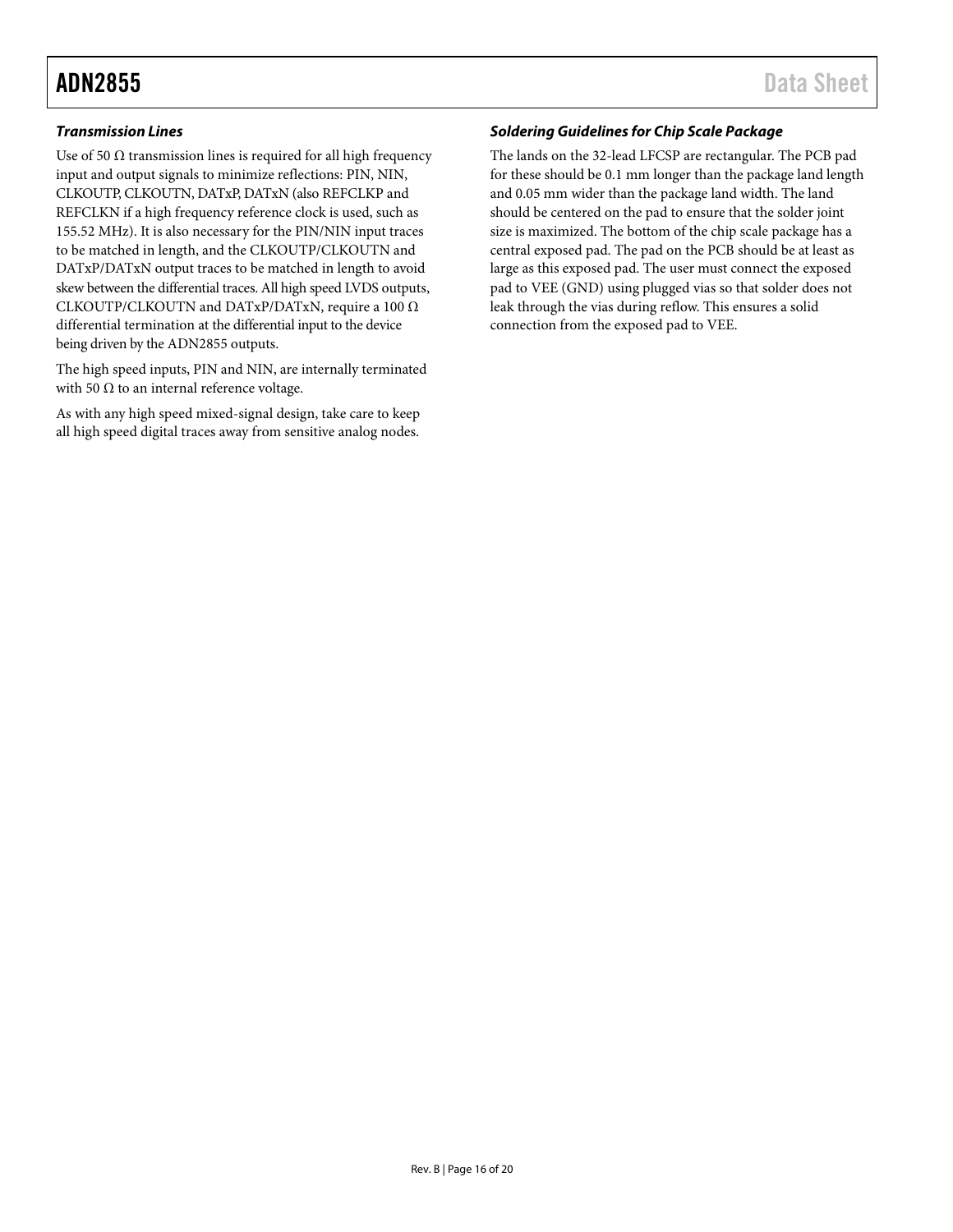### *Transmission Lines*

Use of 50 Ω transmission lines is required for all high frequency input and output signals to minimize reflections: PIN, NIN, CLKOUTP, CLKOUTN, DATxP, DATxN (also REFCLKP and REFCLKN if a high frequency reference clock is used, such as 155.52 MHz). It is also necessary for the PIN/NIN input traces to be matched in length, and the CLKOUTP/CLKOUTN and DATxP/DATxN output traces to be matched in length to avoid skew between the differential traces. All high speed LVDS outputs, CLKOUTP/CLKOUTN and DATxP/DATxN, require a 100 Ω differential termination at the differential input to the device being driven by the ADN2855 outputs.

The high speed inputs, PIN and NIN, are internally terminated with 50 Ω to an internal reference voltage.

As with any high speed mixed-signal design, take care to keep all high speed digital traces away from sensitive analog nodes.

### *Soldering Guidelines for Chip Scale Package*

The lands on the 32-lead LFCSP are rectangular. The PCB pad for these should be 0.1 mm longer than the package land length and 0.05 mm wider than the package land width. The land should be centered on the pad to ensure that the solder joint size is maximized. The bottom of the chip scale package has a central exposed pad. The pad on the PCB should be at least as large as this exposed pad. The user must connect the exposed pad to VEE (GND) using plugged vias so that solder does not leak through the vias during reflow. This ensures a solid connection from the exposed pad to VEE.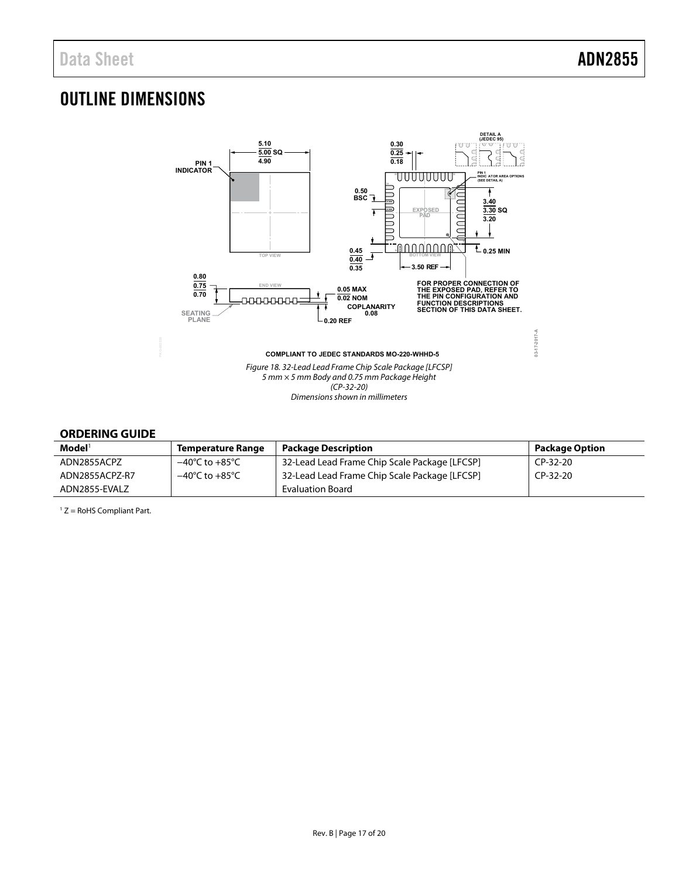# OUTLINE DIMENSIONS

COMPLIANT TO JEDEC STANDARDS MO-220-WHHD-5

*Figure 18. 32-Lead Lead Frame Chip Scale Package [LFCSP]*
*5 mm × 5 mm Body and 0.75 mm Package Height*
*(CP-32-20)*
*Dimensions shown in millimeters*

## ORDERING GUIDE

| Model[1] | Temperature Range | Package Description | Package Option |
|---|---|---|---|
| ADN2855ACPZ | −40°C to +85°C | 32-Lead Lead Frame Chip Scale Package [LFCSP] | CP-32-20 |
| ADN2855ACPZ-R7 | −40°C to +85°C | 32-Lead Lead Frame Chip Scale Package [LFCSP] | CP-32-20 |
| ADN2855-EVALZ | | Evaluation Board | |

[1] Z = RoHS Compliant Part.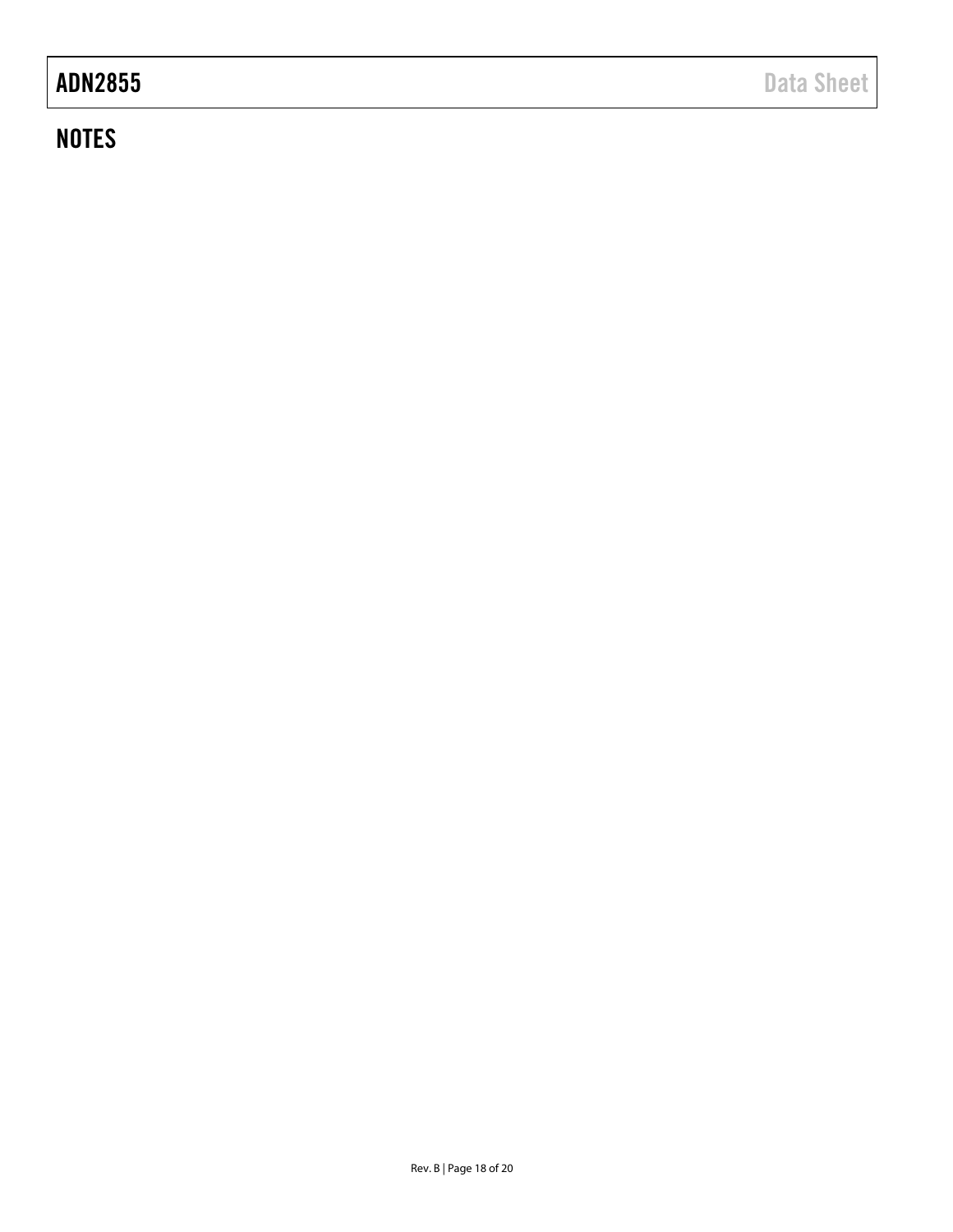## NOTES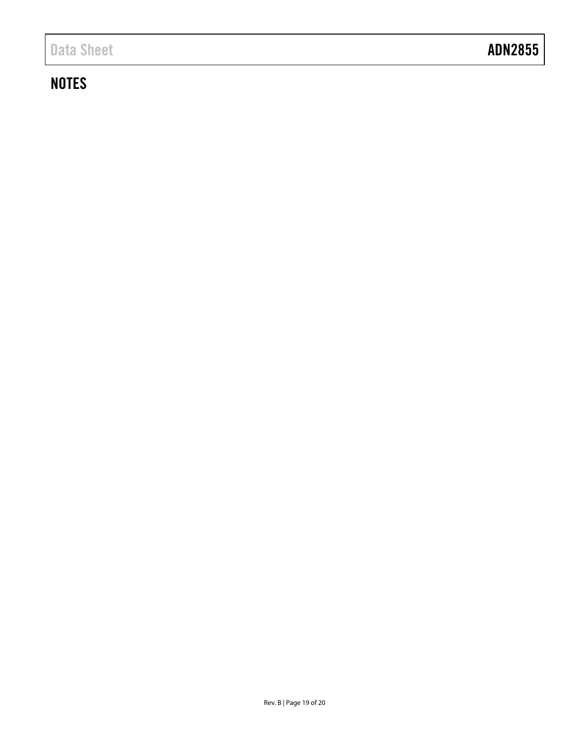## NOTES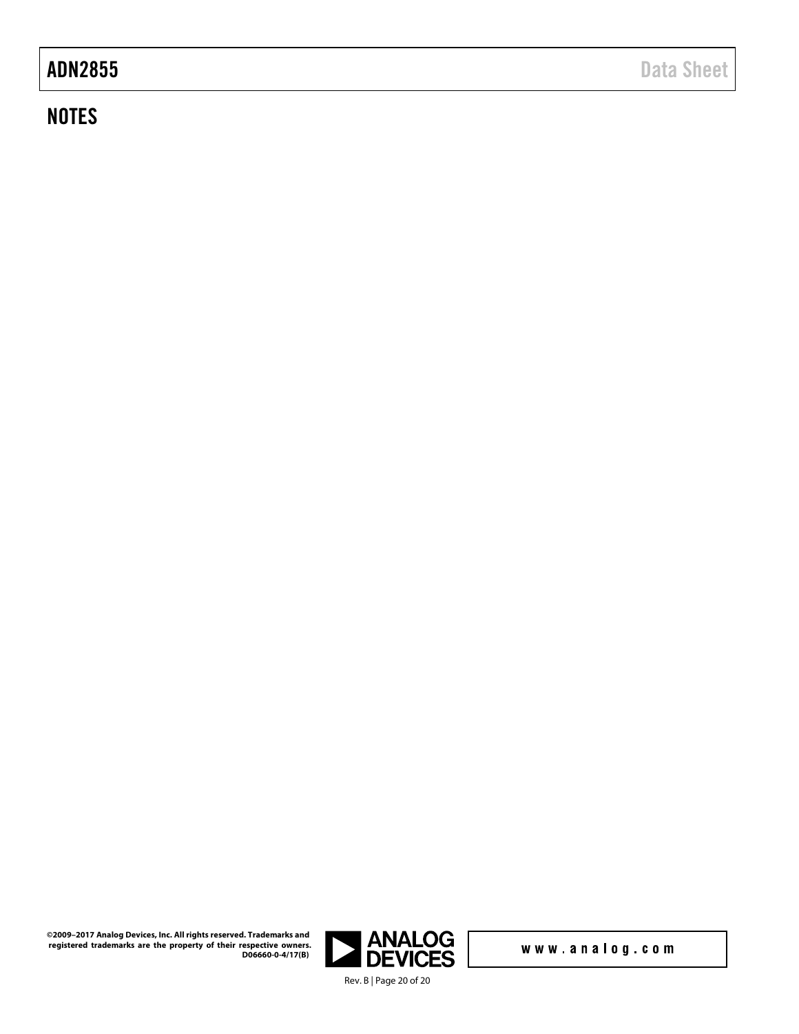## NOTES

©2009–2017 Analog Devices, Inc. All rights reserved. Trademarks and registered trademarks are the property of their respective owners.
D06660-0-4/17(B)

www.analog.com